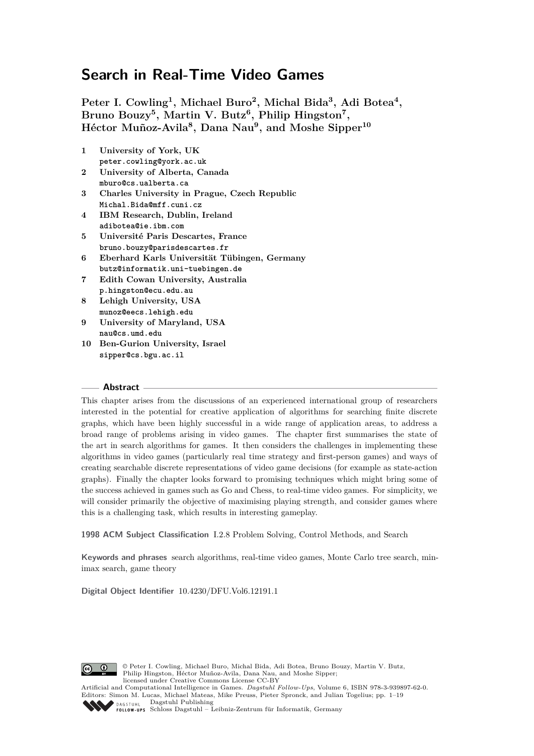# Search in Real-Time Video Games

**Peter I. Cowling[1], Michael Buro[2], Michal Bida[3], Adi Botea[4], Bruno Bouzy[5], Martin V. Butz[6], Philip Hingston[7], Héctor Muñoz-Avila[8], Dana Nau[9], and Moshe Sipper[10]**

1. **University of York, UK**
   peter.cowling@york.ac.uk
2. **University of Alberta, Canada**
   mburo@cs.ualberta.ca
3. **Charles University in Prague, Czech Republic**
   Michal.Bida@mff.cuni.cz
4. **IBM Research, Dublin, Ireland**
   adibotea@ie.ibm.com
5. **Université Paris Descartes, France**
   bruno.bouzy@parisdescartes.fr
6. **Eberhard Karls Universität Tübingen, Germany**
   butz@informatik.uni-tuebingen.de
7. **Edith Cowan University, Australia**
   p.hingston@ecu.edu.au
8. **Lehigh University, USA**
   munoz@eecs.lehigh.edu
9. **University of Maryland, USA**
   nau@cs.umd.edu
10. **Ben-Gurion University, Israel**
    sipper@cs.bgu.ac.il

## Abstract

This chapter arises from the discussions of an experienced international group of researchers interested in the potential for creative application of algorithms for searching finite discrete graphs, which have been highly successful in a wide range of application areas, to address a broad range of problems arising in video games. The chapter first summarises the state of the art in search algorithms for games. It then considers the challenges in implementing these algorithms in video games (particularly real time strategy and first-person games) and ways of creating searchable discrete representations of video game decisions (for example as state-action graphs). Finally the chapter looks forward to promising techniques which might bring some of the success achieved in games such as Go and Chess, to real-time video games. For simplicity, we will consider primarily the objective of maximising playing strength, and consider games where this is a challenging task, which results in interesting gameplay.

**1998 ACM Subject Classification** I.2.8 Problem Solving, Control Methods, and Search

**Keywords and phrases** search algorithms, real-time video games, Monte Carlo tree search, minimax search, game theory

**Digital Object Identifier** 10.4230/DFU.Vol6.12191.1

© Peter I. Cowling, Michael Buro, Michal Bida, Adi Botea, Bruno Bouzy, Martin V. Butz, Philip Hingston, Héctor Muñoz-Avila, Dana Nau, and Moshe Sipper;
licensed under Creative Commons License CC-BY

Artificial and Computational Intelligence in Games. *Dagstuhl Follow-Ups*, Volume 6, ISBN 978-3-939897-62-0.
Editors: Simon M. Lucas, Michael Mateas, Mike Preuss, Pieter Spronck, and Julian Togelius; pp. 1–19
Dagstuhl Publishing
Schloss Dagstuhl – Leibniz-Zentrum für Informatik, Germany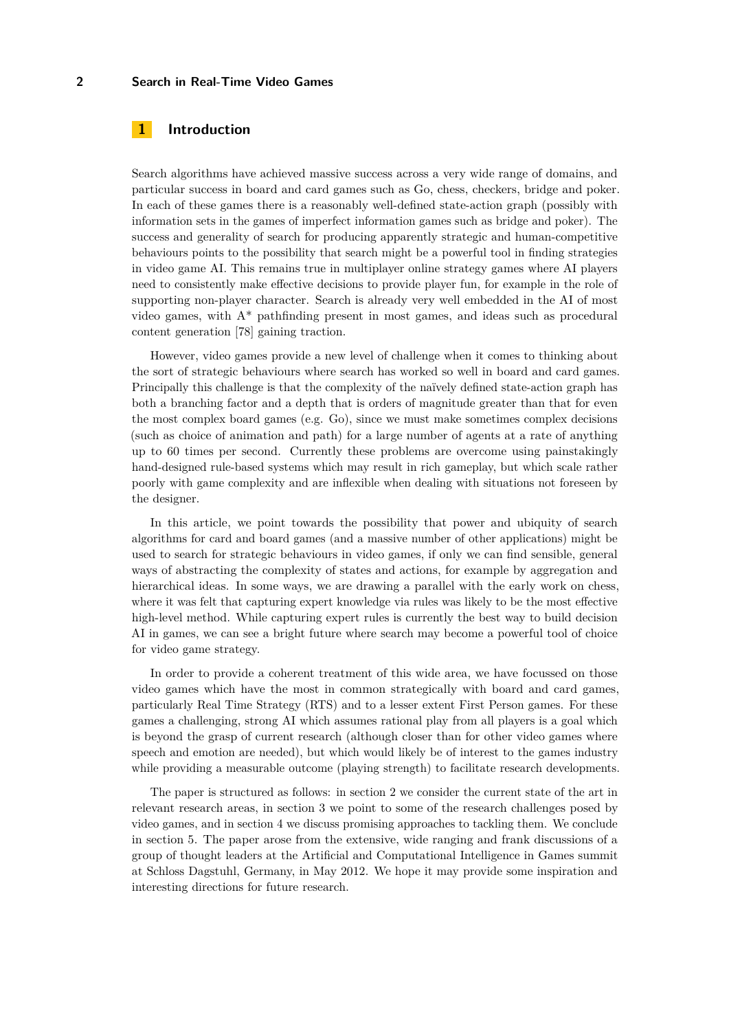## 1 Introduction

Search algorithms have achieved massive success across a very wide range of domains, and particular success in board and card games such as Go, chess, checkers, bridge and poker. In each of these games there is a reasonably well-defined state-action graph (possibly with information sets in the games of imperfect information games such as bridge and poker). The success and generality of search for producing apparently strategic and human-competitive behaviours points to the possibility that search might be a powerful tool in finding strategies in video game AI. This remains true in multiplayer online strategy games where AI players need to consistently make effective decisions to provide player fun, for example in the role of supporting non-player character. Search is already very well embedded in the AI of most video games, with A* pathfinding present in most games, and ideas such as procedural content generation [78] gaining traction.

However, video games provide a new level of challenge when it comes to thinking about the sort of strategic behaviours where search has worked so well in board and card games. Principally this challenge is that the complexity of the naïvely defined state-action graph has both a branching factor and a depth that is orders of magnitude greater than that for even the most complex board games (e.g. Go), since we must make sometimes complex decisions (such as choice of animation and path) for a large number of agents at a rate of anything up to 60 times per second. Currently these problems are overcome using painstakingly hand-designed rule-based systems which may result in rich gameplay, but which scale rather poorly with game complexity and are inflexible when dealing with situations not foreseen by the designer.

In this article, we point towards the possibility that power and ubiquity of search algorithms for card and board games (and a massive number of other applications) might be used to search for strategic behaviours in video games, if only we can find sensible, general ways of abstracting the complexity of states and actions, for example by aggregation and hierarchical ideas. In some ways, we are drawing a parallel with the early work on chess, where it was felt that capturing expert knowledge via rules was likely to be the most effective high-level method. While capturing expert rules is currently the best way to build decision AI in games, we can see a bright future where search may become a powerful tool of choice for video game strategy.

In order to provide a coherent treatment of this wide area, we have focussed on those video games which have the most in common strategically with board and card games, particularly Real Time Strategy (RTS) and to a lesser extent First Person games. For these games a challenging, strong AI which assumes rational play from all players is a goal which is beyond the grasp of current research (although closer than for other video games where speech and emotion are needed), but which would likely be of interest to the games industry while providing a measurable outcome (playing strength) to facilitate research developments.

The paper is structured as follows: in section 2 we consider the current state of the art in relevant research areas, in section 3 we point to some of the research challenges posed by video games, and in section 4 we discuss promising approaches to tackling them. We conclude in section 5. The paper arose from the extensive, wide ranging and frank discussions of a group of thought leaders at the Artificial and Computational Intelligence in Games summit at Schloss Dagstuhl, Germany, in May 2012. We hope it may provide some inspiration and interesting directions for future research.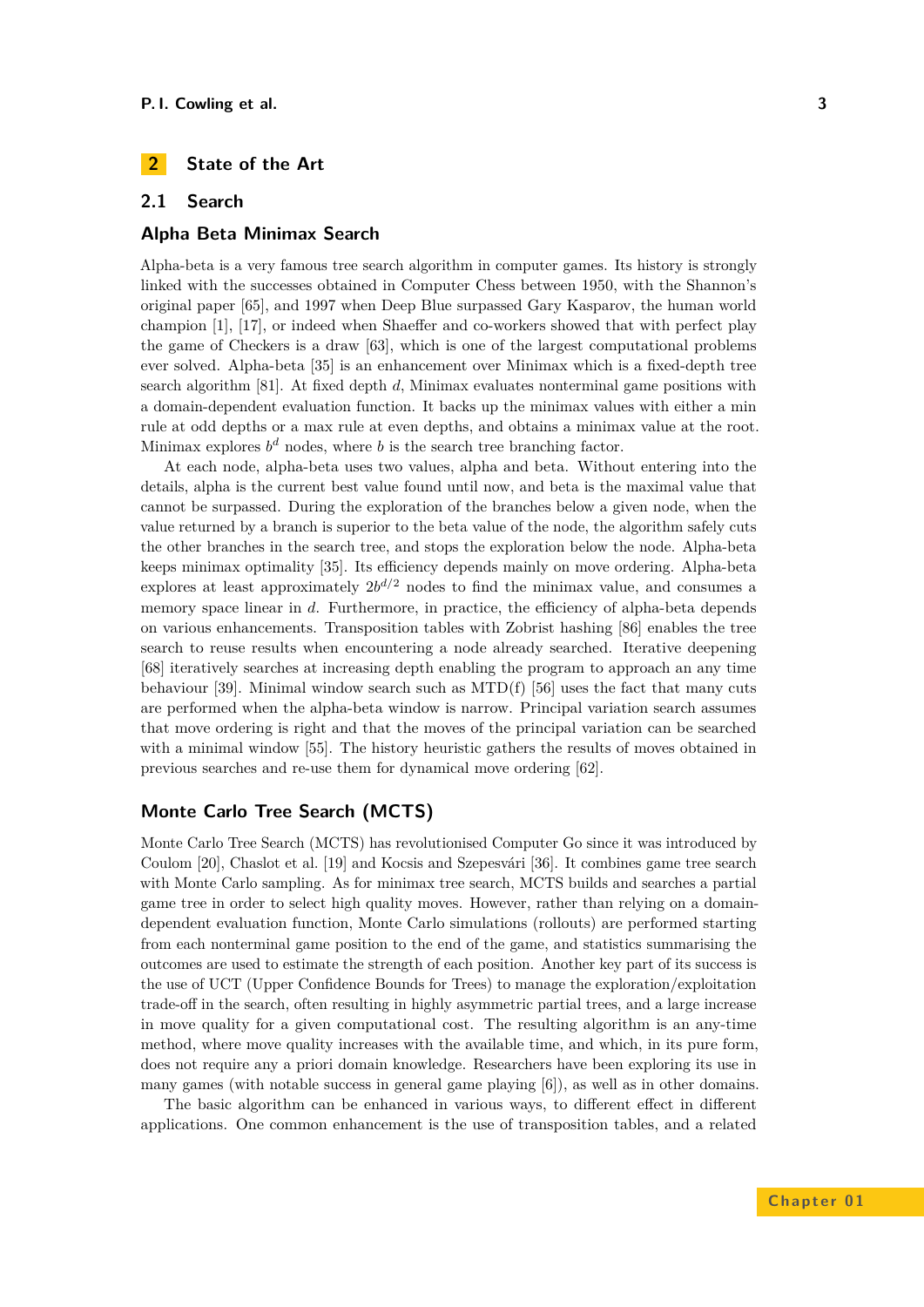## 2 State of the Art

### 2.1 Search

### Alpha Beta Minimax Search

Alpha-beta is a very famous tree search algorithm in computer games. Its history is strongly linked with the successes obtained in Computer Chess between 1950, with the Shannon's original paper [65], and 1997 when Deep Blue surpassed Gary Kasparov, the human world champion [1], [17], or indeed when Shaeffer and co-workers showed that with perfect play the game of Checkers is a draw [63], which is one of the largest computational problems ever solved. Alpha-beta [35] is an enhancement over Minimax which is a fixed-depth tree search algorithm [81]. At fixed depth $d$, Minimax evaluates nonterminal game positions with a domain-dependent evaluation function. It backs up the minimax values with either a min rule at odd depths or a max rule at even depths, and obtains a minimax value at the root. Minimax explores $b^d$ nodes, where $b$ is the search tree branching factor.

At each node, alpha-beta uses two values, alpha and beta. Without entering into the details, alpha is the current best value found until now, and beta is the maximal value that cannot be surpassed. During the exploration of the branches below a given node, when the value returned by a branch is superior to the beta value of the node, the algorithm safely cuts the other branches in the search tree, and stops the exploration below the node. Alpha-beta keeps minimax optimality [35]. Its efficiency depends mainly on move ordering. Alpha-beta explores at least approximately $2b^{d/2}$ nodes to find the minimax value, and consumes a memory space linear in $d$. Furthermore, in practice, the efficiency of alpha-beta depends on various enhancements. Transposition tables with Zobrist hashing [86] enables the tree search to reuse results when encountering a node already searched. Iterative deepening [68] iteratively searches at increasing depth enabling the program to approach an any time behaviour [39]. Minimal window search such as MTD(f) [56] uses the fact that many cuts are performed when the alpha-beta window is narrow. Principal variation search assumes that move ordering is right and that the moves of the principal variation can be searched with a minimal window [55]. The history heuristic gathers the results of moves obtained in previous searches and re-use them for dynamical move ordering [62].

### Monte Carlo Tree Search (MCTS)

Monte Carlo Tree Search (MCTS) has revolutionised Computer Go since it was introduced by Coulom [20], Chaslot et al. [19] and Kocsis and Szepesvári [36]. It combines game tree search with Monte Carlo sampling. As for minimax tree search, MCTS builds and searches a partial game tree in order to select high quality moves. However, rather than relying on a domain-dependent evaluation function, Monte Carlo simulations (rollouts) are performed starting from each nonterminal game position to the end of the game, and statistics summarising the outcomes are used to estimate the strength of each position. Another key part of its success is the use of UCT (Upper Confidence Bounds for Trees) to manage the exploration/exploitation trade-off in the search, often resulting in highly asymmetric partial trees, and a large increase in move quality for a given computational cost. The resulting algorithm is an any-time method, where move quality increases with the available time, and which, in its pure form, does not require any a priori domain knowledge. Researchers have been exploring its use in many games (with notable success in general game playing [6]), as well as in other domains.

The basic algorithm can be enhanced in various ways, to different effect in different applications. One common enhancement is the use of transposition tables, and a related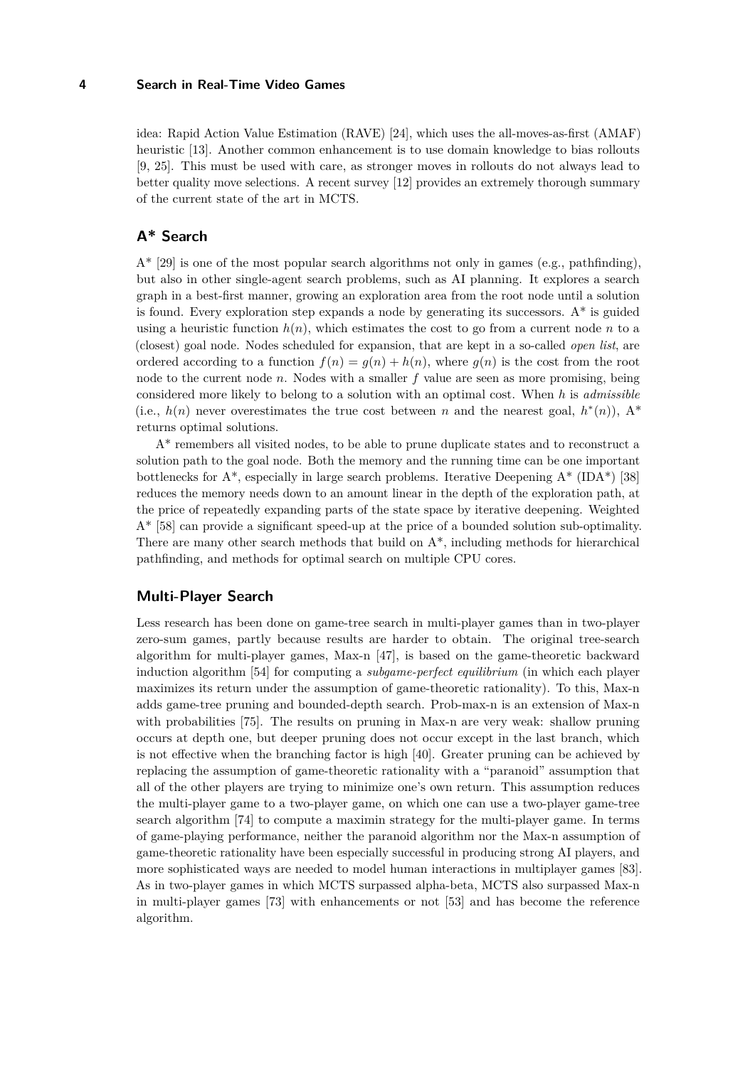idea: Rapid Action Value Estimation (RAVE) [24], which uses the all-moves-as-first (AMAF) heuristic [13]. Another common enhancement is to use domain knowledge to bias rollouts [9, 25]. This must be used with care, as stronger moves in rollouts do not always lead to better quality move selections. A recent survey [12] provides an extremely thorough summary of the current state of the art in MCTS.

## A* Search

A* [29] is one of the most popular search algorithms not only in games (e.g., pathfinding), but also in other single-agent search problems, such as AI planning. It explores a search graph in a best-first manner, growing an exploration area from the root node until a solution is found. Every exploration step expands a node by generating its successors. A* is guided using a heuristic function $h(n)$, which estimates the cost to go from a current node $n$ to a (closest) goal node. Nodes scheduled for expansion, that are kept in a so-called *open list*, are ordered according to a function $f(n) = g(n) + h(n)$, where $g(n)$ is the cost from the root node to the current node $n$. Nodes with a smaller $f$ value are seen as more promising, being considered more likely to belong to a solution with an optimal cost. When $h$ is *admissible* (i.e., $h(n)$ never overestimates the true cost between $n$ and the nearest goal, $h^*(n)$), A* returns optimal solutions.

A* remembers all visited nodes, to be able to prune duplicate states and to reconstruct a solution path to the goal node. Both the memory and the running time can be one important bottlenecks for A*, especially in large search problems. Iterative Deepening A* (IDA*) [38] reduces the memory needs down to an amount linear in the depth of the exploration path, at the price of repeatedly expanding parts of the state space by iterative deepening. Weighted A* [58] can provide a significant speed-up at the price of a bounded solution sub-optimality. There are many other search methods that build on A*, including methods for hierarchical pathfinding, and methods for optimal search on multiple CPU cores.

## Multi-Player Search

Less research has been done on game-tree search in multi-player games than in two-player zero-sum games, partly because results are harder to obtain. The original tree-search algorithm for multi-player games, Max-n [47], is based on the game-theoretic backward induction algorithm [54] for computing a *subgame-perfect equilibrium* (in which each player maximizes its return under the assumption of game-theoretic rationality). To this, Max-n adds game-tree pruning and bounded-depth search. Prob-max-n is an extension of Max-n with probabilities [75]. The results on pruning in Max-n are very weak: shallow pruning occurs at depth one, but deeper pruning does not occur except in the last branch, which is not effective when the branching factor is high [40]. Greater pruning can be achieved by replacing the assumption of game-theoretic rationality with a "paranoid" assumption that all of the other players are trying to minimize one's own return. This assumption reduces the multi-player game to a two-player game, on which one can use a two-player game-tree search algorithm [74] to compute a maximin strategy for the multi-player game. In terms of game-playing performance, neither the paranoid algorithm nor the Max-n assumption of game-theoretic rationality have been especially successful in producing strong AI players, and more sophisticated ways are needed to model human interactions in multiplayer games [83]. As in two-player games in which MCTS surpassed alpha-beta, MCTS also surpassed Max-n in multi-player games [73] with enhancements or not [53] and has become the reference algorithm.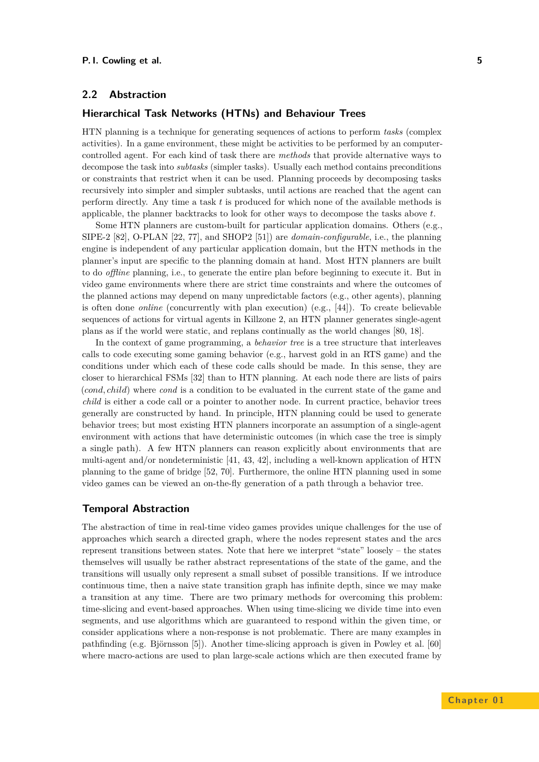## 2.2 Abstraction

### Hierarchical Task Networks (HTNs) and Behaviour Trees

HTN planning is a technique for generating sequences of actions to perform *tasks* (complex activities). In a game environment, these might be activities to be performed by an computer-controlled agent. For each kind of task there are *methods* that provide alternative ways to decompose the task into *subtasks* (simpler tasks). Usually each method contains preconditions or constraints that restrict when it can be used. Planning proceeds by decomposing tasks recursively into simpler and simpler subtasks, until actions are reached that the agent can perform directly. Any time a task $t$ is produced for which none of the available methods is applicable, the planner backtracks to look for other ways to decompose the tasks above $t$.

Some HTN planners are custom-built for particular application domains. Others (e.g., SIPE-2 [82], O-PLAN [22, 77], and SHOP2 [51]) are *domain-configurable*, i.e., the planning engine is independent of any particular application domain, but the HTN methods in the planner's input are specific to the planning domain at hand. Most HTN planners are built to do *offline* planning, i.e., to generate the entire plan before beginning to execute it. But in video game environments where there are strict time constraints and where the outcomes of the planned actions may depend on many unpredictable factors (e.g., other agents), planning is often done *online* (concurrently with plan execution) (e.g., [44]). To create believable sequences of actions for virtual agents in Killzone 2, an HTN planner generates single-agent plans as if the world were static, and replans continually as the world changes [80, 18].

In the context of game programming, a *behavior tree* is a tree structure that interleaves calls to code executing some gaming behavior (e.g., harvest gold in an RTS game) and the conditions under which each of these code calls should be made. In this sense, they are closer to hierarchical FSMs [32] than to HTN planning. At each node there are lists of pairs $(cond, child)$ where *cond* is a condition to be evaluated in the current state of the game and *child* is either a code call or a pointer to another node. In current practice, behavior trees generally are constructed by hand. In principle, HTN planning could be used to generate behavior trees; but most existing HTN planners incorporate an assumption of a single-agent environment with actions that have deterministic outcomes (in which case the tree is simply a single path). A few HTN planners can reason explicitly about environments that are multi-agent and/or nondeterministic [41, 43, 42], including a well-known application of HTN planning to the game of bridge [52, 70]. Furthermore, the online HTN planning used in some video games can be viewed an on-the-fly generation of a path through a behavior tree.

### Temporal Abstraction

The abstraction of time in real-time video games provides unique challenges for the use of approaches which search a directed graph, where the nodes represent states and the arcs represent transitions between states. Note that here we interpret "state" loosely – the states themselves will usually be rather abstract representations of the state of the game, and the transitions will usually only represent a small subset of possible transitions. If we introduce continuous time, then a naive state transition graph has infinite depth, since we may make a transition at any time. There are two primary methods for overcoming this problem: time-slicing and event-based approaches. When using time-slicing we divide time into even segments, and use algorithms which are guaranteed to respond within the given time, or consider applications where a non-response is not problematic. There are many examples in pathfinding (e.g. Björnsson [5]). Another time-slicing approach is given in Powley et al. [60] where macro-actions are used to plan large-scale actions which are then executed frame by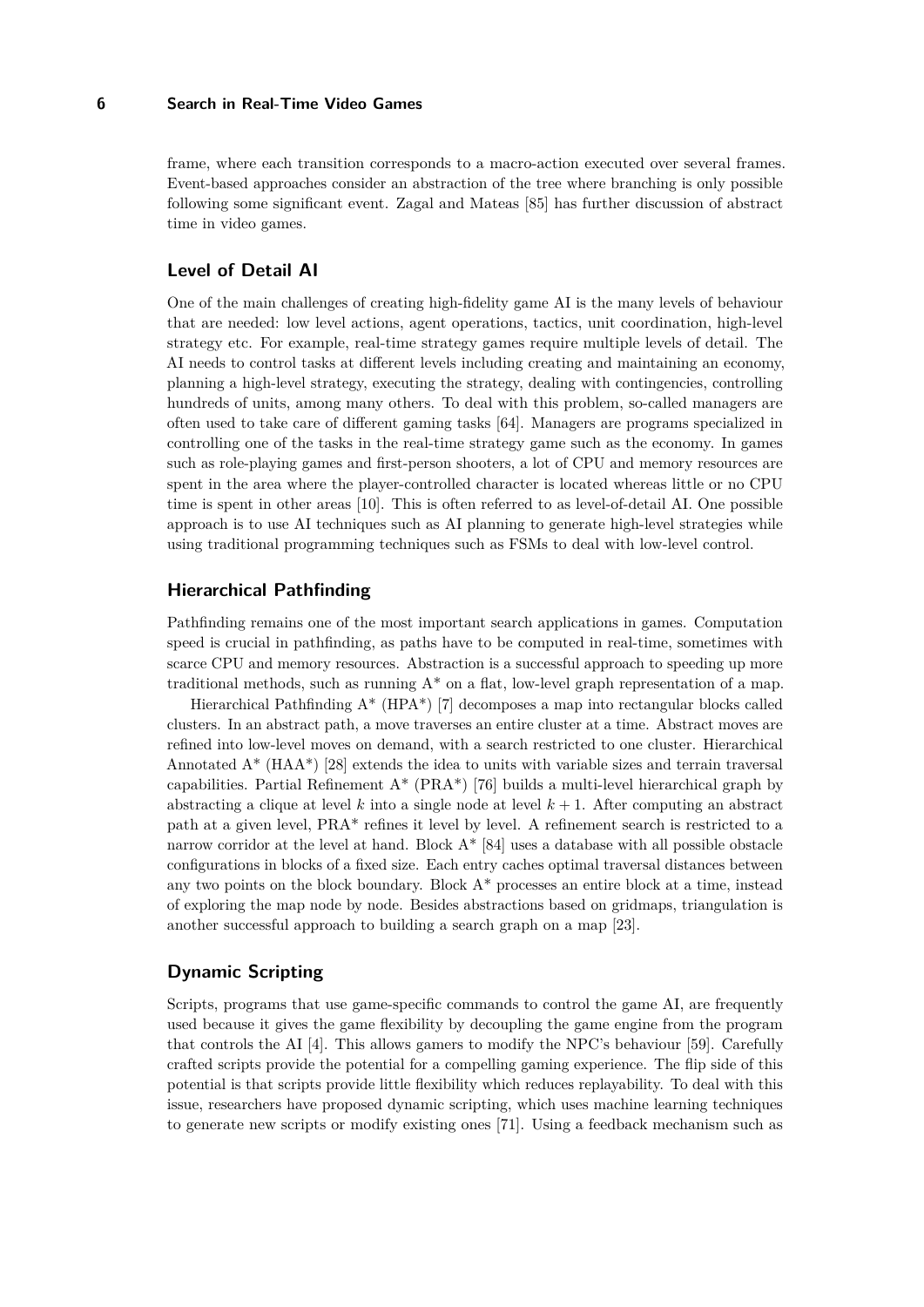frame, where each transition corresponds to a macro-action executed over several frames. Event-based approaches consider an abstraction of the tree where branching is only possible following some significant event. Zagal and Mateas [85] has further discussion of abstract time in video games.

## Level of Detail AI

One of the main challenges of creating high-fidelity game AI is the many levels of behaviour that are needed: low level actions, agent operations, tactics, unit coordination, high-level strategy etc. For example, real-time strategy games require multiple levels of detail. The AI needs to control tasks at different levels including creating and maintaining an economy, planning a high-level strategy, executing the strategy, dealing with contingencies, controlling hundreds of units, among many others. To deal with this problem, so-called managers are often used to take care of different gaming tasks [64]. Managers are programs specialized in controlling one of the tasks in the real-time strategy game such as the economy. In games such as role-playing games and first-person shooters, a lot of CPU and memory resources are spent in the area where the player-controlled character is located whereas little or no CPU time is spent in other areas [10]. This is often referred to as level-of-detail AI. One possible approach is to use AI techniques such as AI planning to generate high-level strategies while using traditional programming techniques such as FSMs to deal with low-level control.

## Hierarchical Pathfinding

Pathfinding remains one of the most important search applications in games. Computation speed is crucial in pathfinding, as paths have to be computed in real-time, sometimes with scarce CPU and memory resources. Abstraction is a successful approach to speeding up more traditional methods, such as running A* on a flat, low-level graph representation of a map.

Hierarchical Pathfinding A* (HPA*) [7] decomposes a map into rectangular blocks called clusters. In an abstract path, a move traverses an entire cluster at a time. Abstract moves are refined into low-level moves on demand, with a search restricted to one cluster. Hierarchical Annotated A* (HAA*) [28] extends the idea to units with variable sizes and terrain traversal capabilities. Partial Refinement A* (PRA*) [76] builds a multi-level hierarchical graph by abstracting a clique at level $k$ into a single node at level $k+1$. After computing an abstract path at a given level, PRA* refines it level by level. A refinement search is restricted to a narrow corridor at the level at hand. Block A* [84] uses a database with all possible obstacle configurations in blocks of a fixed size. Each entry caches optimal traversal distances between any two points on the block boundary. Block A* processes an entire block at a time, instead of exploring the map node by node. Besides abstractions based on gridmaps, triangulation is another successful approach to building a search graph on a map [23].

## Dynamic Scripting

Scripts, programs that use game-specific commands to control the game AI, are frequently used because it gives the game flexibility by decoupling the game engine from the program that controls the AI [4]. This allows gamers to modify the NPC's behaviour [59]. Carefully crafted scripts provide the potential for a compelling gaming experience. The flip side of this potential is that scripts provide little flexibility which reduces replayability. To deal with this issue, researchers have proposed dynamic scripting, which uses machine learning techniques to generate new scripts or modify existing ones [71]. Using a feedback mechanism such as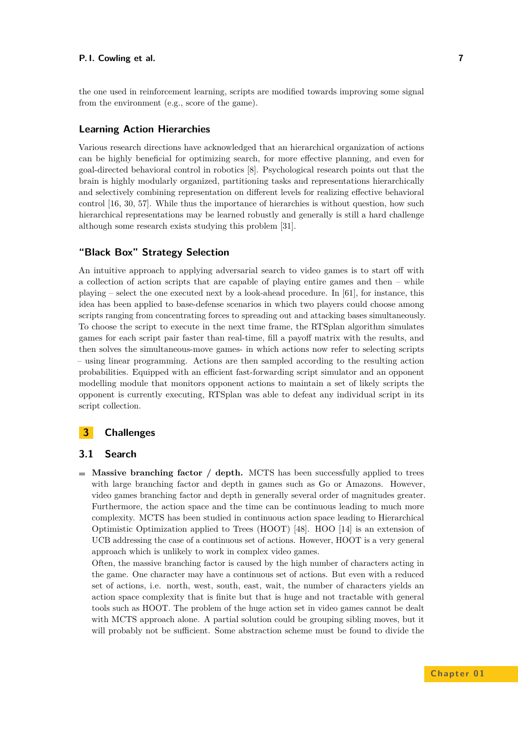the one used in reinforcement learning, scripts are modified towards improving some signal from the environment (e.g., score of the game).

### Learning Action Hierarchies

Various research directions have acknowledged that an hierarchical organization of actions can be highly beneficial for optimizing search, for more effective planning, and even for goal-directed behavioral control in robotics [8]. Psychological research points out that the brain is highly modularly organized, partitioning tasks and representations hierarchically and selectively combining representation on different levels for realizing effective behavioral control [16, 30, 57]. While thus the importance of hierarchies is without question, how such hierarchical representations may be learned robustly and generally is still a hard challenge although some research exists studying this problem [31].

### "Black Box" Strategy Selection

An intuitive approach to applying adversarial search to video games is to start off with a collection of action scripts that are capable of playing entire games and then – while playing – select the one executed next by a look-ahead procedure. In [61], for instance, this idea has been applied to base-defense scenarios in which two players could choose among scripts ranging from concentrating forces to spreading out and attacking bases simultaneously. To choose the script to execute in the next time frame, the RTSplan algorithm simulates games for each script pair faster than real-time, fill a payoff matrix with the results, and then solves the simultaneous-move games- in which actions now refer to selecting scripts – using linear programming. Actions are then sampled according to the resulting action probabilities. Equipped with an efficient fast-forwarding script simulator and an opponent modelling module that monitors opponent actions to maintain a set of likely scripts the opponent is currently executing, RTSplan was able to defeat any individual script in its script collection.

# 3 Challenges

## 3.1 Search

- **Massive branching factor / depth.** MCTS has been successfully applied to trees with large branching factor and depth in games such as Go or Amazons. However, video games branching factor and depth in generally several order of magnitudes greater. Furthermore, the action space and the time can be continuous leading to much more complexity. MCTS has been studied in continuous action space leading to Hierarchical Optimistic Optimization applied to Trees (HOOT) [48]. HOO [14] is an extension of UCB addressing the case of a continuous set of actions. However, HOOT is a very general approach which is unlikely to work in complex video games.
  Often, the massive branching factor is caused by the high number of characters acting in the game. One character may have a continuous set of actions. But even with a reduced set of actions, i.e. north, west, south, east, wait, the number of characters yields an action space complexity that is finite but that is huge and not tractable with general tools such as HOOT. The problem of the huge action set in video games cannot be dealt with MCTS approach alone. A partial solution could be grouping sibling moves, but it will probably not be sufficient. Some abstraction scheme must be found to divide the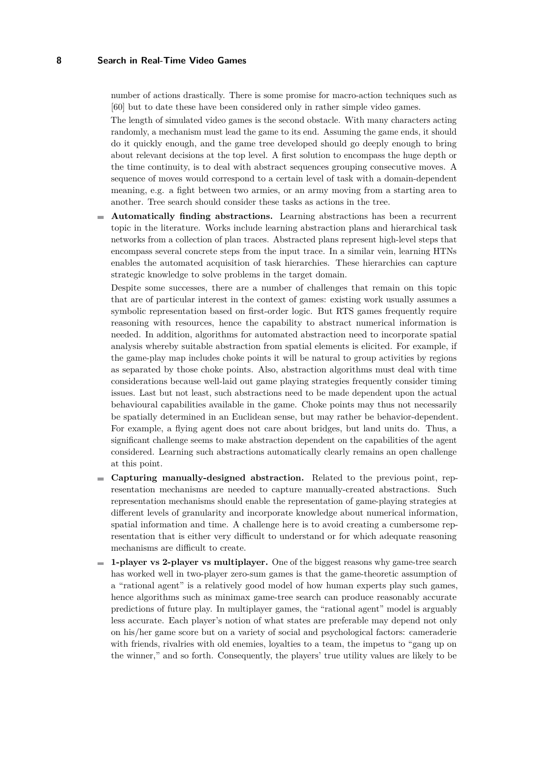number of actions drastically. There is some promise for macro-action techniques such as [60] but to date these have been considered only in rather simple video games.

The length of simulated video games is the second obstacle. With many characters acting randomly, a mechanism must lead the game to its end. Assuming the game ends, it should do it quickly enough, and the game tree developed should go deeply enough to bring about relevant decisions at the top level. A first solution to encompass the huge depth or the time continuity, is to deal with abstract sequences grouping consecutive moves. A sequence of moves would correspond to a certain level of task with a domain-dependent meaning, e.g. a fight between two armies, or an army moving from a starting area to another. Tree search should consider these tasks as actions in the tree.

- **Automatically finding abstractions.** Learning abstractions has been a recurrent topic in the literature. Works include learning abstraction plans and hierarchical task networks from a collection of plan traces. Abstracted plans represent high-level steps that encompass several concrete steps from the input trace. In a similar vein, learning HTNs enables the automated acquisition of task hierarchies. These hierarchies can capture strategic knowledge to solve problems in the target domain.

  Despite some successes, there are a number of challenges that remain on this topic that are of particular interest in the context of games: existing work usually assumes a symbolic representation based on first-order logic. But RTS games frequently require reasoning with resources, hence the capability to abstract numerical information is needed. In addition, algorithms for automated abstraction need to incorporate spatial analysis whereby suitable abstraction from spatial elements is elicited. For example, if the game-play map includes choke points it will be natural to group activities by regions as separated by those choke points. Also, abstraction algorithms must deal with time considerations because well-laid out game playing strategies frequently consider timing issues. Last but not least, such abstractions need to be made dependent upon the actual behavioural capabilities available in the game. Choke points may thus not necessarily be spatially determined in an Euclidean sense, but may rather be behavior-dependent. For example, a flying agent does not care about bridges, but land units do. Thus, a significant challenge seems to make abstraction dependent on the capabilities of the agent considered. Learning such abstractions automatically clearly remains an open challenge at this point.

- **Capturing manually-designed abstraction.** Related to the previous point, representation mechanisms are needed to capture manually-created abstractions. Such representation mechanisms should enable the representation of game-playing strategies at different levels of granularity and incorporate knowledge about numerical information, spatial information and time. A challenge here is to avoid creating a cumbersome representation that is either very difficult to understand or for which adequate reasoning mechanisms are difficult to create.

- **1-player vs 2-player vs multiplayer.** One of the biggest reasons why game-tree search has worked well in two-player zero-sum games is that the game-theoretic assumption of a "rational agent" is a relatively good model of how human experts play such games, hence algorithms such as minimax game-tree search can produce reasonably accurate predictions of future play. In multiplayer games, the "rational agent" model is arguably less accurate. Each player's notion of what states are preferable may depend not only on his/her game score but on a variety of social and psychological factors: cameraderie with friends, rivalries with old enemies, loyalties to a team, the impetus to "gang up on the winner," and so forth. Consequently, the players' true utility values are likely to be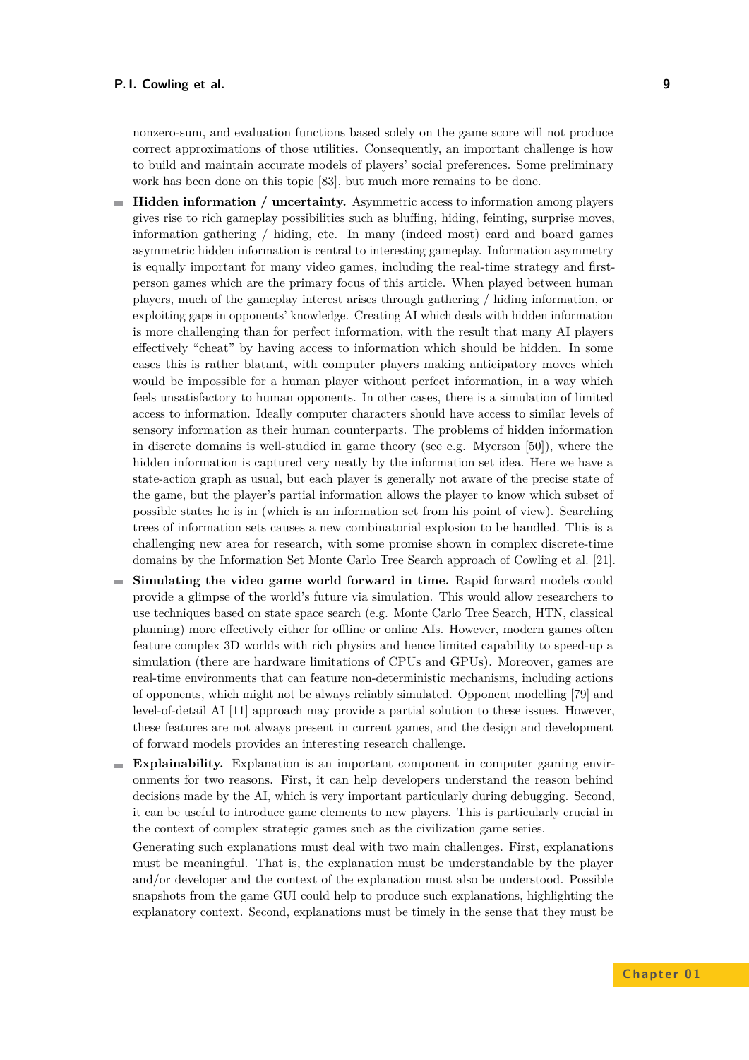nonzero-sum, and evaluation functions based solely on the game score will not produce correct approximations of those utilities. Consequently, an important challenge is how to build and maintain accurate models of players' social preferences. Some preliminary work has been done on this topic [83], but much more remains to be done.

- **Hidden information / uncertainty.** Asymmetric access to information among players gives rise to rich gameplay possibilities such as bluffing, hiding, feinting, surprise moves, information gathering / hiding, etc. In many (indeed most) card and board games asymmetric hidden information is central to interesting gameplay. Information asymmetry is equally important for many video games, including the real-time strategy and first-person games which are the primary focus of this article. When played between human players, much of the gameplay interest arises through gathering / hiding information, or exploiting gaps in opponents' knowledge. Creating AI which deals with hidden information is more challenging than for perfect information, with the result that many AI players effectively "cheat" by having access to information which should be hidden. In some cases this is rather blatant, with computer players making anticipatory moves which would be impossible for a human player without perfect information, in a way which feels unsatisfactory to human opponents. In other cases, there is a simulation of limited access to information. Ideally computer characters should have access to similar levels of sensory information as their human counterparts. The problems of hidden information in discrete domains is well-studied in game theory (see e.g. Myerson [50]), where the hidden information is captured very neatly by the information set idea. Here we have a state-action graph as usual, but each player is generally not aware of the precise state of the game, but the player's partial information allows the player to know which subset of possible states he is in (which is an information set from his point of view). Searching trees of information sets causes a new combinatorial explosion to be handled. This is a challenging new area for research, with some promise shown in complex discrete-time domains by the Information Set Monte Carlo Tree Search approach of Cowling et al. [21].
- **Simulating the video game world forward in time.** Rapid forward models could provide a glimpse of the world's future via simulation. This would allow researchers to use techniques based on state space search (e.g. Monte Carlo Tree Search, HTN, classical planning) more effectively either for offline or online AIs. However, modern games often feature complex 3D worlds with rich physics and hence limited capability to speed-up a simulation (there are hardware limitations of CPUs and GPUs). Moreover, games are real-time environments that can feature non-deterministic mechanisms, including actions of opponents, which might not be always reliably simulated. Opponent modelling [79] and level-of-detail AI [11] approach may provide a partial solution to these issues. However, these features are not always present in current games, and the design and development of forward models provides an interesting research challenge.
- **Explainability.** Explanation is an important component in computer gaming environments for two reasons. First, it can help developers understand the reason behind decisions made by the AI, which is very important particularly during debugging. Second, it can be useful to introduce game elements to new players. This is particularly crucial in the context of complex strategic games such as the civilization game series.

  Generating such explanations must deal with two main challenges. First, explanations must be meaningful. That is, the explanation must be understandable by the player and/or developer and the context of the explanation must also be understood. Possible snapshots from the game GUI could help to produce such explanations, highlighting the explanatory context. Second, explanations must be timely in the sense that they must be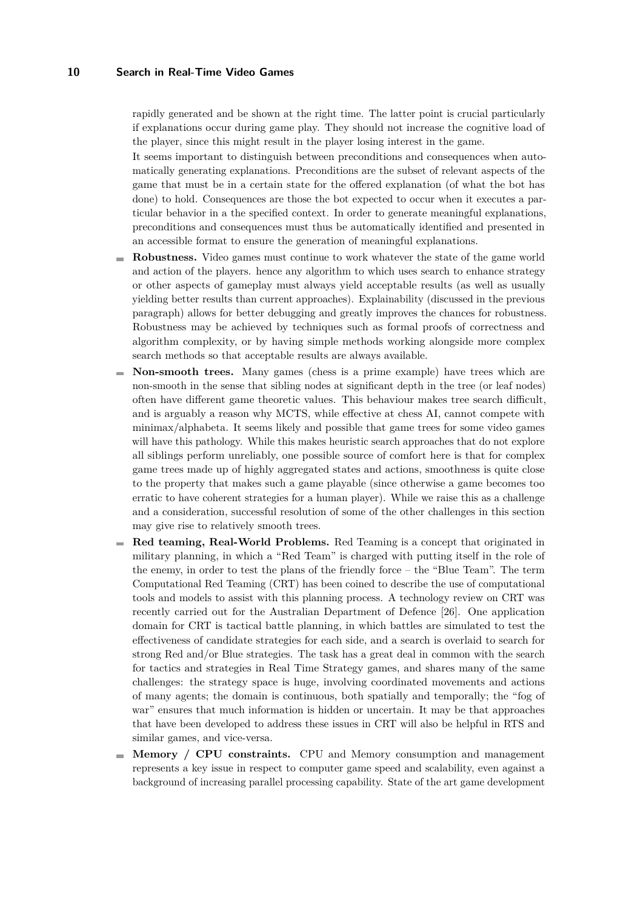rapidly generated and be shown at the right time. The latter point is crucial particularly if explanations occur during game play. They should not increase the cognitive load of the player, since this might result in the player losing interest in the game.

It seems important to distinguish between preconditions and consequences when automatically generating explanations. Preconditions are the subset of relevant aspects of the game that must be in a certain state for the offered explanation (of what the bot has done) to hold. Consequences are those the bot expected to occur when it executes a particular behavior in a the specified context. In order to generate meaningful explanations, preconditions and consequences must thus be automatically identified and presented in an accessible format to ensure the generation of meaningful explanations.

- **Robustness.** Video games must continue to work whatever the state of the game world and action of the players. hence any algorithm to which uses search to enhance strategy or other aspects of gameplay must always yield acceptable results (as well as usually yielding better results than current approaches). Explainability (discussed in the previous paragraph) allows for better debugging and greatly improves the chances for robustness. Robustness may be achieved by techniques such as formal proofs of correctness and algorithm complexity, or by having simple methods working alongside more complex search methods so that acceptable results are always available.
- **Non-smooth trees.** Many games (chess is a prime example) have trees which are non-smooth in the sense that sibling nodes at significant depth in the tree (or leaf nodes) often have different game theoretic values. This behaviour makes tree search difficult, and is arguably a reason why MCTS, while effective at chess AI, cannot compete with minimax/alphabeta. It seems likely and possible that game trees for some video games will have this pathology. While this makes heuristic search approaches that do not explore all siblings perform unreliably, one possible source of comfort here is that for complex game trees made up of highly aggregated states and actions, smoothness is quite close to the property that makes such a game playable (since otherwise a game becomes too erratic to have coherent strategies for a human player). While we raise this as a challenge and a consideration, successful resolution of some of the other challenges in this section may give rise to relatively smooth trees.
- **Red teaming, Real-World Problems.** Red Teaming is a concept that originated in military planning, in which a "Red Team" is charged with putting itself in the role of the enemy, in order to test the plans of the friendly force – the "Blue Team". The term Computational Red Teaming (CRT) has been coined to describe the use of computational tools and models to assist with this planning process. A technology review on CRT was recently carried out for the Australian Department of Defence [26]. One application domain for CRT is tactical battle planning, in which battles are simulated to test the effectiveness of candidate strategies for each side, and a search is overlaid to search for strong Red and/or Blue strategies. The task has a great deal in common with the search for tactics and strategies in Real Time Strategy games, and shares many of the same challenges: the strategy space is huge, involving coordinated movements and actions of many agents; the domain is continuous, both spatially and temporally; the "fog of war" ensures that much information is hidden or uncertain. It may be that approaches that have been developed to address these issues in CRT will also be helpful in RTS and similar games, and vice-versa.
- **Memory / CPU constraints.** CPU and Memory consumption and management represents a key issue in respect to computer game speed and scalability, even against a background of increasing parallel processing capability. State of the art game development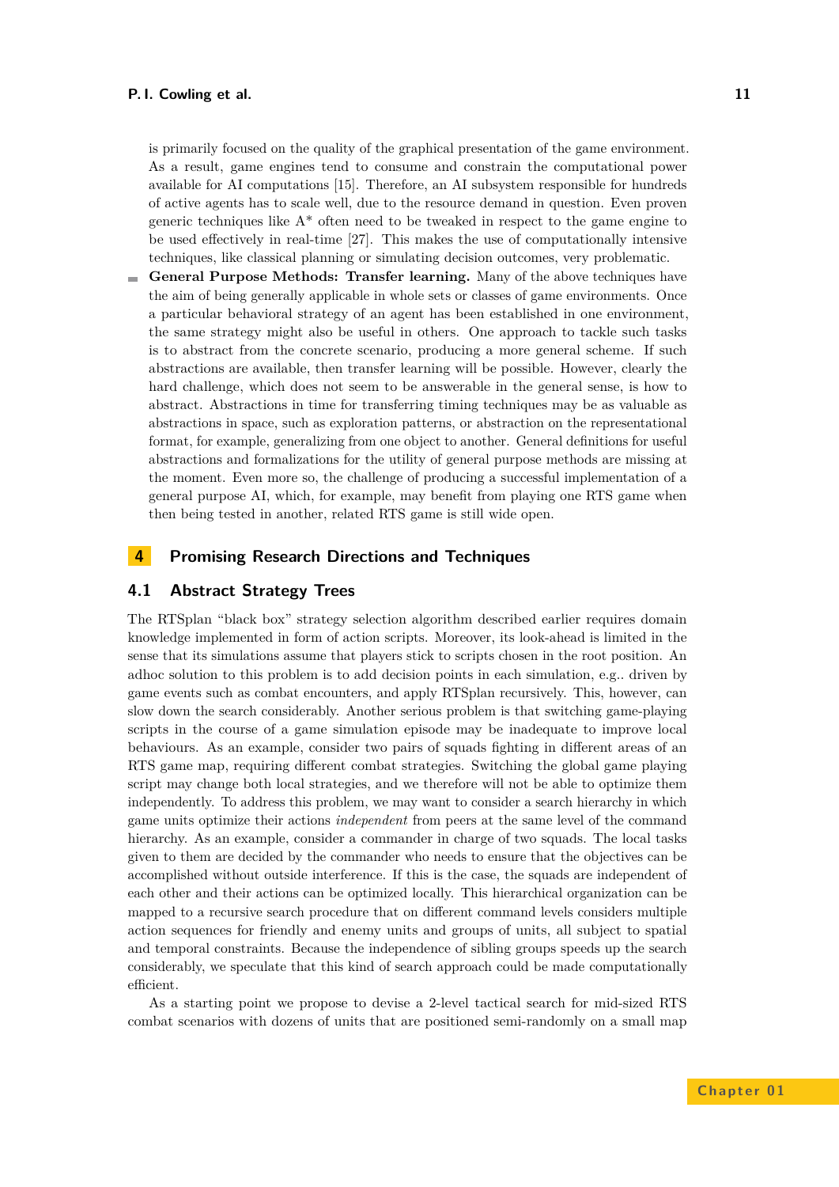is primarily focused on the quality of the graphical presentation of the game environment. As a result, game engines tend to consume and constrain the computational power available for AI computations [15]. Therefore, an AI subsystem responsible for hundreds of active agents has to scale well, due to the resource demand in question. Even proven generic techniques like A* often need to be tweaked in respect to the game engine to be used effectively in real-time [27]. This makes the use of computationally intensive techniques, like classical planning or simulating decision outcomes, very problematic.

- **General Purpose Methods: Transfer learning.** Many of the above techniques have the aim of being generally applicable in whole sets or classes of game environments. Once a particular behavioral strategy of an agent has been established in one environment, the same strategy might also be useful in others. One approach to tackle such tasks is to abstract from the concrete scenario, producing a more general scheme. If such abstractions are available, then transfer learning will be possible. However, clearly the hard challenge, which does not seem to be answerable in the general sense, is how to abstract. Abstractions in time for transferring timing techniques may be as valuable as abstractions in space, such as exploration patterns, or abstraction on the representational format, for example, generalizing from one object to another. General definitions for useful abstractions and formalizations for the utility of general purpose methods are missing at the moment. Even more so, the challenge of producing a successful implementation of a general purpose AI, which, for example, may benefit from playing one RTS game when then being tested in another, related RTS game is still wide open.

# 4 Promising Research Directions and Techniques

## 4.1 Abstract Strategy Trees

The RTSplan "black box" strategy selection algorithm described earlier requires domain knowledge implemented in form of action scripts. Moreover, its look-ahead is limited in the sense that its simulations assume that players stick to scripts chosen in the root position. An adhoc solution to this problem is to add decision points in each simulation, e.g.. driven by game events such as combat encounters, and apply RTSplan recursively. This, however, can slow down the search considerably. Another serious problem is that switching game-playing scripts in the course of a game simulation episode may be inadequate to improve local behaviours. As an example, consider two pairs of squads fighting in different areas of an RTS game map, requiring different combat strategies. Switching the global game playing script may change both local strategies, and we therefore will not be able to optimize them independently. To address this problem, we may want to consider a search hierarchy in which game units optimize their actions *independent* from peers at the same level of the command hierarchy. As an example, consider a commander in charge of two squads. The local tasks given to them are decided by the commander who needs to ensure that the objectives can be accomplished without outside interference. If this is the case, the squads are independent of each other and their actions can be optimized locally. This hierarchical organization can be mapped to a recursive search procedure that on different command levels considers multiple action sequences for friendly and enemy units and groups of units, all subject to spatial and temporal constraints. Because the independence of sibling groups speeds up the search considerably, we speculate that this kind of search approach could be made computationally efficient.

As a starting point we propose to devise a 2-level tactical search for mid-sized RTS combat scenarios with dozens of units that are positioned semi-randomly on a small map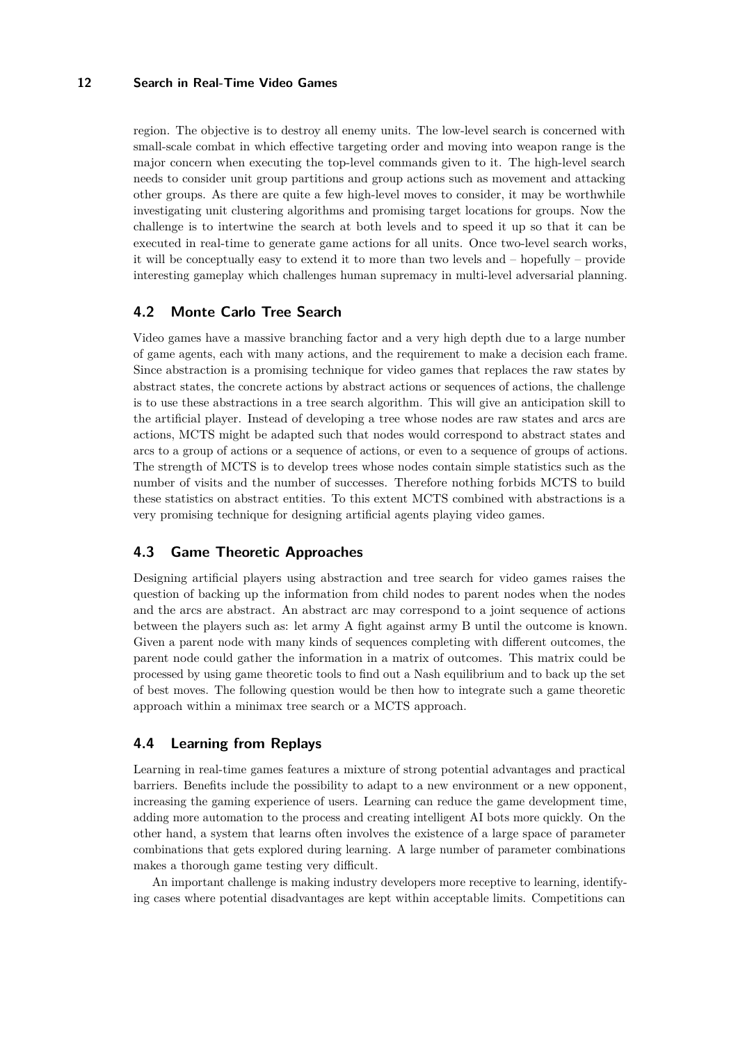region. The objective is to destroy all enemy units. The low-level search is concerned with small-scale combat in which effective targeting order and moving into weapon range is the major concern when executing the top-level commands given to it. The high-level search needs to consider unit group partitions and group actions such as movement and attacking other groups. As there are quite a few high-level moves to consider, it may be worthwhile investigating unit clustering algorithms and promising target locations for groups. Now the challenge is to intertwine the search at both levels and to speed it up so that it can be executed in real-time to generate game actions for all units. Once two-level search works, it will be conceptually easy to extend it to more than two levels and – hopefully – provide interesting gameplay which challenges human supremacy in multi-level adversarial planning.

## 4.2 Monte Carlo Tree Search

Video games have a massive branching factor and a very high depth due to a large number of game agents, each with many actions, and the requirement to make a decision each frame. Since abstraction is a promising technique for video games that replaces the raw states by abstract states, the concrete actions by abstract actions or sequences of actions, the challenge is to use these abstractions in a tree search algorithm. This will give an anticipation skill to the artificial player. Instead of developing a tree whose nodes are raw states and arcs are actions, MCTS might be adapted such that nodes would correspond to abstract states and arcs to a group of actions or a sequence of actions, or even to a sequence of groups of actions. The strength of MCTS is to develop trees whose nodes contain simple statistics such as the number of visits and the number of successes. Therefore nothing forbids MCTS to build these statistics on abstract entities. To this extent MCTS combined with abstractions is a very promising technique for designing artificial agents playing video games.

## 4.3 Game Theoretic Approaches

Designing artificial players using abstraction and tree search for video games raises the question of backing up the information from child nodes to parent nodes when the nodes and the arcs are abstract. An abstract arc may correspond to a joint sequence of actions between the players such as: let army A fight against army B until the outcome is known. Given a parent node with many kinds of sequences completing with different outcomes, the parent node could gather the information in a matrix of outcomes. This matrix could be processed by using game theoretic tools to find out a Nash equilibrium and to back up the set of best moves. The following question would be then how to integrate such a game theoretic approach within a minimax tree search or a MCTS approach.

## 4.4 Learning from Replays

Learning in real-time games features a mixture of strong potential advantages and practical barriers. Benefits include the possibility to adapt to a new environment or a new opponent, increasing the gaming experience of users. Learning can reduce the game development time, adding more automation to the process and creating intelligent AI bots more quickly. On the other hand, a system that learns often involves the existence of a large space of parameter combinations that gets explored during learning. A large number of parameter combinations makes a thorough game testing very difficult.

An important challenge is making industry developers more receptive to learning, identifying cases where potential disadvantages are kept within acceptable limits. Competitions can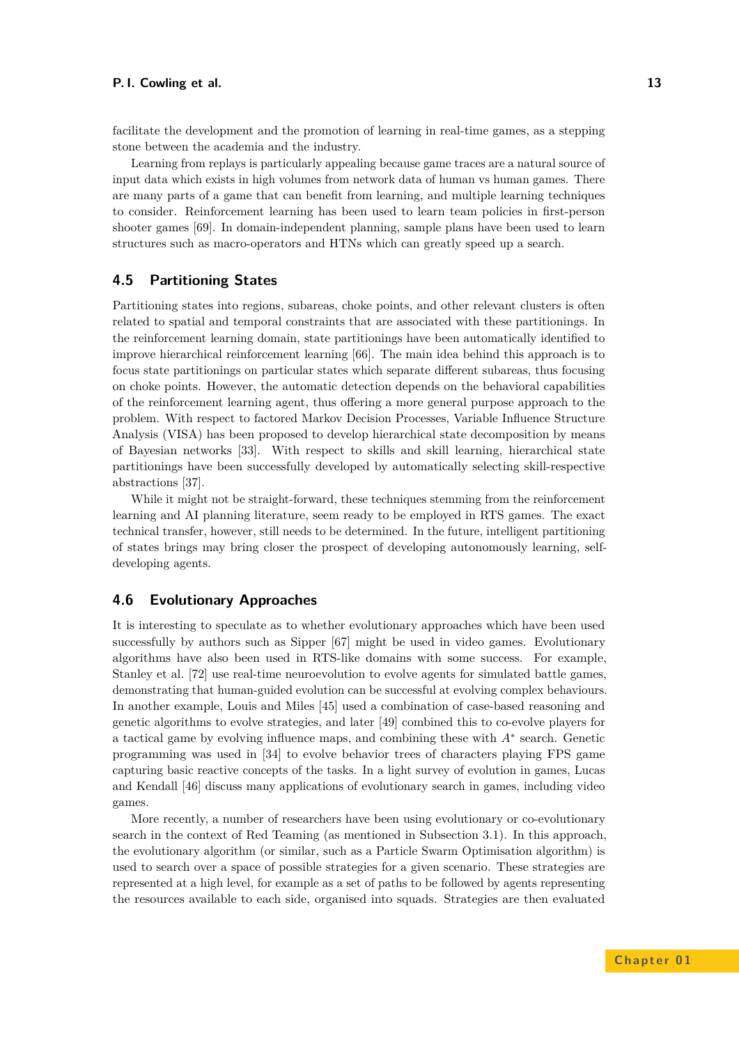facilitate the development and the promotion of learning in real-time games, as a stepping stone between the academia and the industry.

Learning from replays is particularly appealing because game traces are a natural source of input data which exists in high volumes from network data of human vs human games. There are many parts of a game that can benefit from learning, and multiple learning techniques to consider. Reinforcement learning has been used to learn team policies in first-person shooter games [69]. In domain-independent planning, sample plans have been used to learn structures such as macro-operators and HTNs which can greatly speed up a search.

### 4.5 Partitioning States

Partitioning states into regions, subareas, choke points, and other relevant clusters is often related to spatial and temporal constraints that are associated with these partitionings. In the reinforcement learning domain, state partitionings have been automatically identified to improve hierarchical reinforcement learning [66]. The main idea behind this approach is to focus state partitionings on particular states which separate different subareas, thus focusing on choke points. However, the automatic detection depends on the behavioral capabilities of the reinforcement learning agent, thus offering a more general purpose approach to the problem. With respect to factored Markov Decision Processes, Variable Influence Structure Analysis (VISA) has been proposed to develop hierarchical state decomposition by means of Bayesian networks [33]. With respect to skills and skill learning, hierarchical state partitionings have been successfully developed by automatically selecting skill-respective abstractions [37].

While it might not be straight-forward, these techniques stemming from the reinforcement learning and AI planning literature, seem ready to be employed in RTS games. The exact technical transfer, however, still needs to be determined. In the future, intelligent partitioning of states brings may bring closer the prospect of developing autonomously learning, self-developing agents.

### 4.6 Evolutionary Approaches

It is interesting to speculate as to whether evolutionary approaches which have been used successfully by authors such as Sipper [67] might be used in video games. Evolutionary algorithms have also been used in RTS-like domains with some success. For example, Stanley et al. [72] use real-time neuroevolution to evolve agents for simulated battle games, demonstrating that human-guided evolution can be successful at evolving complex behaviours. In another example, Louis and Miles [45] used a combination of case-based reasoning and genetic algorithms to evolve strategies, and later [49] combined this to co-evolve players for a tactical game by evolving influence maps, and combining these with $A^*$ search. Genetic programming was used in [34] to evolve behavior trees of characters playing FPS game capturing basic reactive concepts of the tasks. In a light survey of evolution in games, Lucas and Kendall [46] discuss many applications of evolutionary search in games, including video games.

More recently, a number of researchers have been using evolutionary or co-evolutionary search in the context of Red Teaming (as mentioned in Subsection 3.1). In this approach, the evolutionary algorithm (or similar, such as a Particle Swarm Optimisation algorithm) is used to search over a space of possible strategies for a given scenario. These strategies are represented at a high level, for example as a set of paths to be followed by agents representing the resources available to each side, organised into squads. Strategies are then evaluated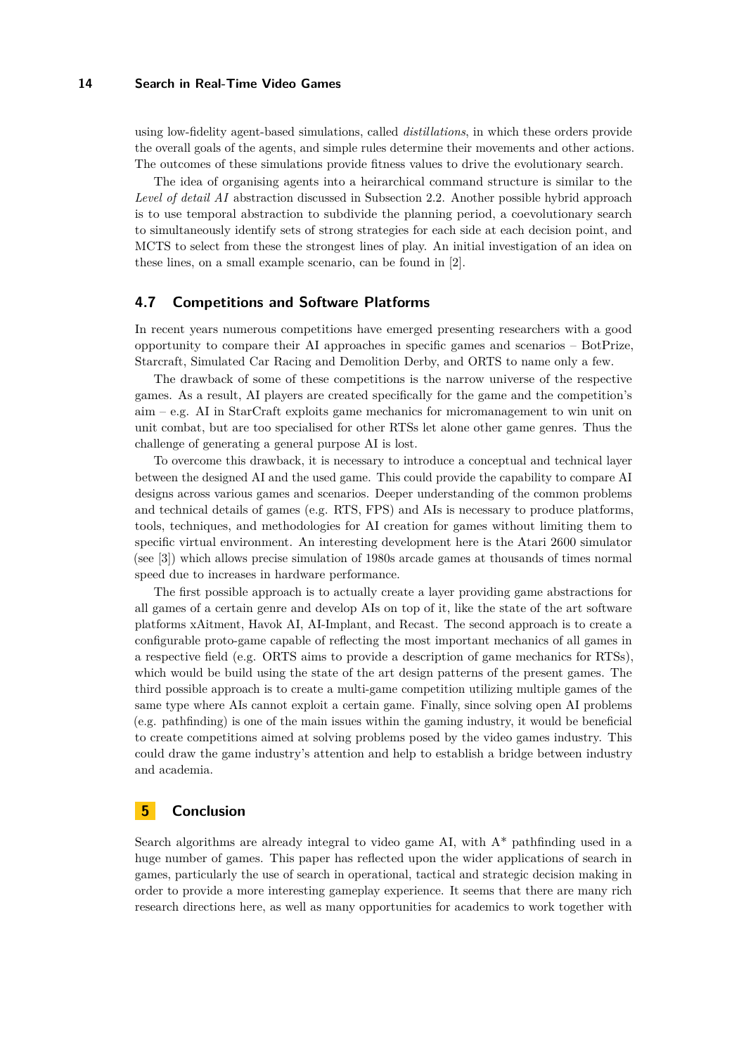using low-fidelity agent-based simulations, called *distillations*, in which these orders provide the overall goals of the agents, and simple rules determine their movements and other actions. The outcomes of these simulations provide fitness values to drive the evolutionary search.

The idea of organising agents into a heirarchical command structure is similar to the *Level of detail AI* abstraction discussed in Subsection 2.2. Another possible hybrid approach is to use temporal abstraction to subdivide the planning period, a coevolutionary search to simultaneously identify sets of strong strategies for each side at each decision point, and MCTS to select from these the strongest lines of play. An initial investigation of an idea on these lines, on a small example scenario, can be found in [2].

## 4.7 Competitions and Software Platforms

In recent years numerous competitions have emerged presenting researchers with a good opportunity to compare their AI approaches in specific games and scenarios – BotPrize, Starcraft, Simulated Car Racing and Demolition Derby, and ORTS to name only a few.

The drawback of some of these competitions is the narrow universe of the respective games. As a result, AI players are created specifically for the game and the competition's aim – e.g. AI in StarCraft exploits game mechanics for micromanagement to win unit on unit combat, but are too specialised for other RTSs let alone other game genres. Thus the challenge of generating a general purpose AI is lost.

To overcome this drawback, it is necessary to introduce a conceptual and technical layer between the designed AI and the used game. This could provide the capability to compare AI designs across various games and scenarios. Deeper understanding of the common problems and technical details of games (e.g. RTS, FPS) and AIs is necessary to produce platforms, tools, techniques, and methodologies for AI creation for games without limiting them to specific virtual environment. An interesting development here is the Atari 2600 simulator (see [3]) which allows precise simulation of 1980s arcade games at thousands of times normal speed due to increases in hardware performance.

The first possible approach is to actually create a layer providing game abstractions for all games of a certain genre and develop AIs on top of it, like the state of the art software platforms xAitment, Havok AI, AI-Implant, and Recast. The second approach is to create a configurable proto-game capable of reflecting the most important mechanics of all games in a respective field (e.g. ORTS aims to provide a description of game mechanics for RTSs), which would be build using the state of the art design patterns of the present games. The third possible approach is to create a multi-game competition utilizing multiple games of the same type where AIs cannot exploit a certain game. Finally, since solving open AI problems (e.g. pathfinding) is one of the main issues within the gaming industry, it would be beneficial to create competitions aimed at solving problems posed by the video games industry. This could draw the game industry's attention and help to establish a bridge between industry and academia.

# 5 Conclusion

Search algorithms are already integral to video game AI, with A* pathfinding used in a huge number of games. This paper has reflected upon the wider applications of search in games, particularly the use of search in operational, tactical and strategic decision making in order to provide a more interesting gameplay experience. It seems that there are many rich research directions here, as well as many opportunities for academics to work together with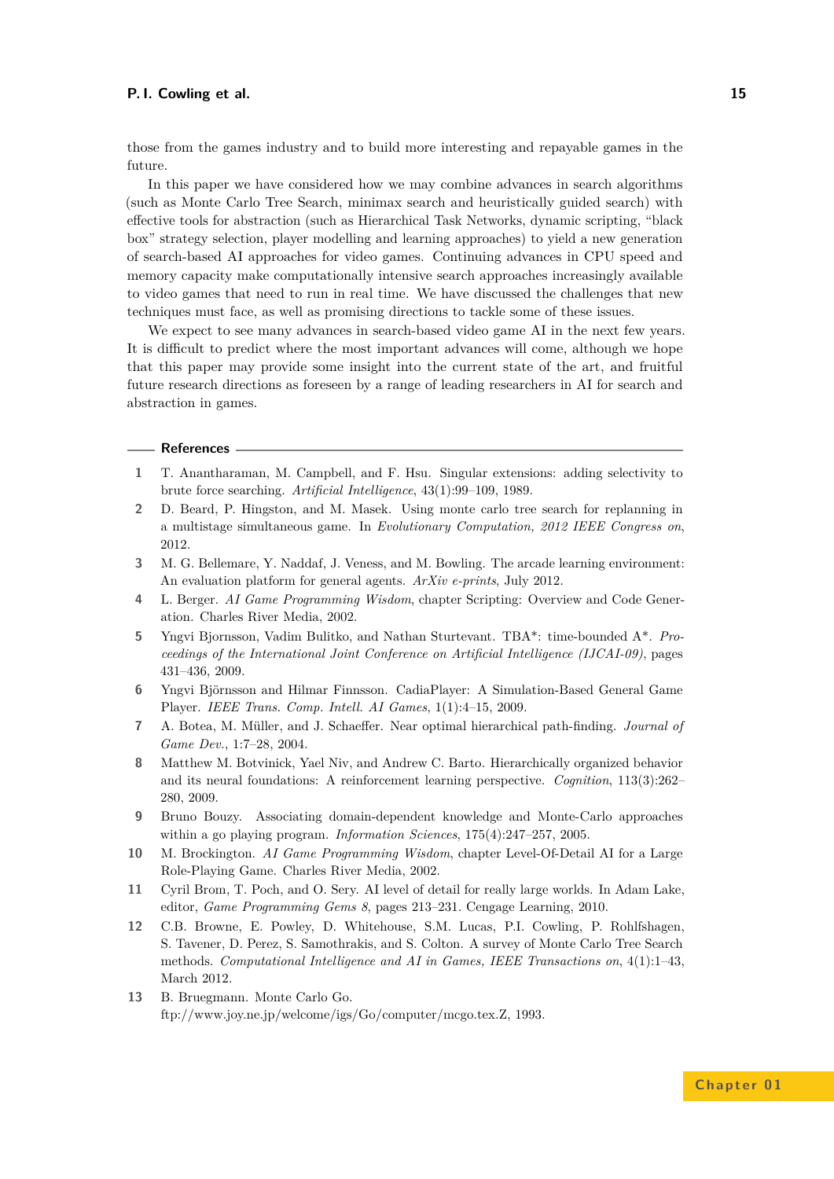those from the games industry and to build more interesting and repayable games in the future.

In this paper we have considered how we may combine advances in search algorithms (such as Monte Carlo Tree Search, minimax search and heuristically guided search) with effective tools for abstraction (such as Hierarchical Task Networks, dynamic scripting, "black box" strategy selection, player modelling and learning approaches) to yield a new generation of search-based AI approaches for video games. Continuing advances in CPU speed and memory capacity make computationally intensive search approaches increasingly available to video games that need to run in real time. We have discussed the challenges that new techniques must face, as well as promising directions to tackle some of these issues.

We expect to see many advances in search-based video game AI in the next few years. It is difficult to predict where the most important advances will come, although we hope that this paper may provide some insight into the current state of the art, and fruitful future research directions as foreseen by a range of leading researchers in AI for search and abstraction in games.

## References

1. T. Anantharaman, M. Campbell, and F. Hsu. Singular extensions: adding selectivity to brute force searching. *Artificial Intelligence*, 43(1):99–109, 1989.
2. D. Beard, P. Hingston, and M. Masek. Using monte carlo tree search for replanning in a multistage simultaneous game. In *Evolutionary Computation, 2012 IEEE Congress on*, 2012.
3. M. G. Bellemare, Y. Naddaf, J. Veness, and M. Bowling. The arcade learning environment: An evaluation platform for general agents. *ArXiv e-prints*, July 2012.
4. L. Berger. *AI Game Programming Wisdom*, chapter Scripting: Overview and Code Generation. Charles River Media, 2002.
5. Yngvi Bjornsson, Vadim Bulitko, and Nathan Sturtevant. TBA*: time-bounded A*. *Proceedings of the International Joint Conference on Artificial Intelligence (IJCAI-09)*, pages 431–436, 2009.
6. Yngvi Björnsson and Hilmar Finnsson. CadiaPlayer: A Simulation-Based General Game Player. *IEEE Trans. Comp. Intell. AI Games*, 1(1):4–15, 2009.
7. A. Botea, M. Müller, and J. Schaeffer. Near optimal hierarchical path-finding. *Journal of Game Dev.*, 1:7–28, 2004.
8. Matthew M. Botvinick, Yael Niv, and Andrew C. Barto. Hierarchically organized behavior and its neural foundations: A reinforcement learning perspective. *Cognition*, 113(3):262–280, 2009.
9. Bruno Bouzy. Associating domain-dependent knowledge and Monte-Carlo approaches within a go playing program. *Information Sciences*, 175(4):247–257, 2005.
10. M. Brockington. *AI Game Programming Wisdom*, chapter Level-Of-Detail AI for a Large Role-Playing Game. Charles River Media, 2002.
11. Cyril Brom, T. Poch, and O. Sery. AI level of detail for really large worlds. In Adam Lake, editor, *Game Programming Gems 8*, pages 213–231. Cengage Learning, 2010.
12. C.B. Browne, E. Powley, D. Whitehouse, S.M. Lucas, P.I. Cowling, P. Rohlfshagen, S. Tavener, D. Perez, S. Samothrakis, and S. Colton. A survey of Monte Carlo Tree Search methods. *Computational Intelligence and AI in Games, IEEE Transactions on*, 4(1):1–43, March 2012.
13. B. Bruegmann. Monte Carlo Go. ftp://www.joy.ne.jp/welcome/igs/Go/computer/mcgo.tex.Z, 1993.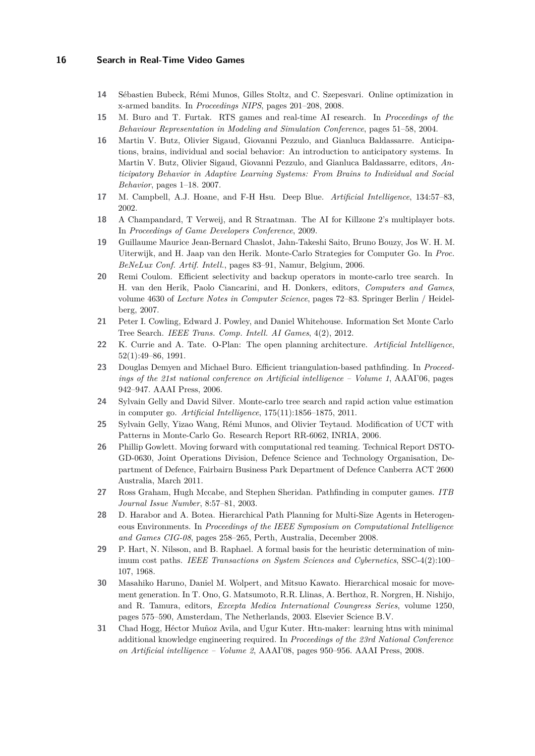**14** Sébastien Bubeck, Rémi Munos, Gilles Stoltz, and C. Szepesvari. Online optimization in x-armed bandits. In *Proceedings NIPS*, pages 201–208, 2008.

**15** M. Buro and T. Furtak. RTS games and real-time AI research. In *Proceedings of the Behaviour Representation in Modeling and Simulation Conference*, pages 51–58, 2004.

**16** Martin V. Butz, Olivier Sigaud, Giovanni Pezzulo, and Gianluca Baldassarre. Anticipations, brains, individual and social behavior: An introduction to anticipatory systems. In Martin V. Butz, Olivier Sigaud, Giovanni Pezzulo, and Gianluca Baldassarre, editors, *Anticipatory Behavior in Adaptive Learning Systems: From Brains to Individual and Social Behavior*, pages 1–18. 2007.

**17** M. Campbell, A.J. Hoane, and F-H Hsu. Deep Blue. *Artificial Intelligence*, 134:57–83, 2002.

**18** A Champandard, T Verweij, and R Straatman. The AI for Killzone 2's multiplayer bots. In *Proceedings of Game Developers Conference*, 2009.

**19** Guillaume Maurice Jean-Bernard Chaslot, Jahn-Takeshi Saito, Bruno Bouzy, Jos W. H. M. Uiterwijk, and H. Jaap van den Herik. Monte-Carlo Strategies for Computer Go. In *Proc. BeNeLux Conf. Artif. Intell.*, pages 83–91, Namur, Belgium, 2006.

**20** Remi Coulom. Efficient selectivity and backup operators in monte-carlo tree search. In H. van den Herik, Paolo Ciancarini, and H. Donkers, editors, *Computers and Games*, volume 4630 of *Lecture Notes in Computer Science*, pages 72–83. Springer Berlin / Heidelberg, 2007.

**21** Peter I. Cowling, Edward J. Powley, and Daniel Whitehouse. Information Set Monte Carlo Tree Search. *IEEE Trans. Comp. Intell. AI Games*, 4(2), 2012.

**22** K. Currie and A. Tate. O-Plan: The open planning architecture. *Artificial Intelligence*, 52(1):49–86, 1991.

**23** Douglas Demyen and Michael Buro. Efficient triangulation-based pathfinding. In *Proceedings of the 21st national conference on Artificial intelligence – Volume 1*, AAAI'06, pages 942–947. AAAI Press, 2006.

**24** Sylvain Gelly and David Silver. Monte-carlo tree search and rapid action value estimation in computer go. *Artificial Intelligence*, 175(11):1856–1875, 2011.

**25** Sylvain Gelly, Yizao Wang, Rémi Munos, and Olivier Teytaud. Modification of UCT with Patterns in Monte-Carlo Go. Research Report RR-6062, INRIA, 2006.

**26** Phillip Gowlett. Moving forward with computational red teaming. Technical Report DSTO-GD-0630, Joint Operations Division, Defence Science and Technology Organisation, Department of Defence, Fairbairn Business Park Department of Defence Canberra ACT 2600 Australia, March 2011.

**27** Ross Graham, Hugh Mccabe, and Stephen Sheridan. Pathfinding in computer games. *ITB Journal Issue Number*, 8:57–81, 2003.

**28** D. Harabor and A. Botea. Hierarchical Path Planning for Multi-Size Agents in Heterogeneous Environments. In *Proceedings of the IEEE Symposium on Computational Intelligence and Games CIG-08*, pages 258–265, Perth, Australia, December 2008.

**29** P. Hart, N. Nilsson, and B. Raphael. A formal basis for the heuristic determination of minimum cost paths. *IEEE Transactions on System Sciences and Cybernetics*, SSC-4(2):100–107, 1968.

**30** Masahiko Haruno, Daniel M. Wolpert, and Mitsuo Kawato. Hierarchical mosaic for movement generation. In T. Ono, G. Matsumoto, R.R. Llinas, A. Berthoz, R. Norgren, H. Nishijo, and R. Tamura, editors, *Excepta Medica International Coungress Series*, volume 1250, pages 575–590, Amsterdam, The Netherlands, 2003. Elsevier Science B.V.

**31** Chad Hogg, Héctor Muñoz Avila, and Ugur Kuter. Htn-maker: learning htns with minimal additional knowledge engineering required. In *Proceedings of the 23rd National Conference on Artificial intelligence – Volume 2*, AAAI'08, pages 950–956. AAAI Press, 2008.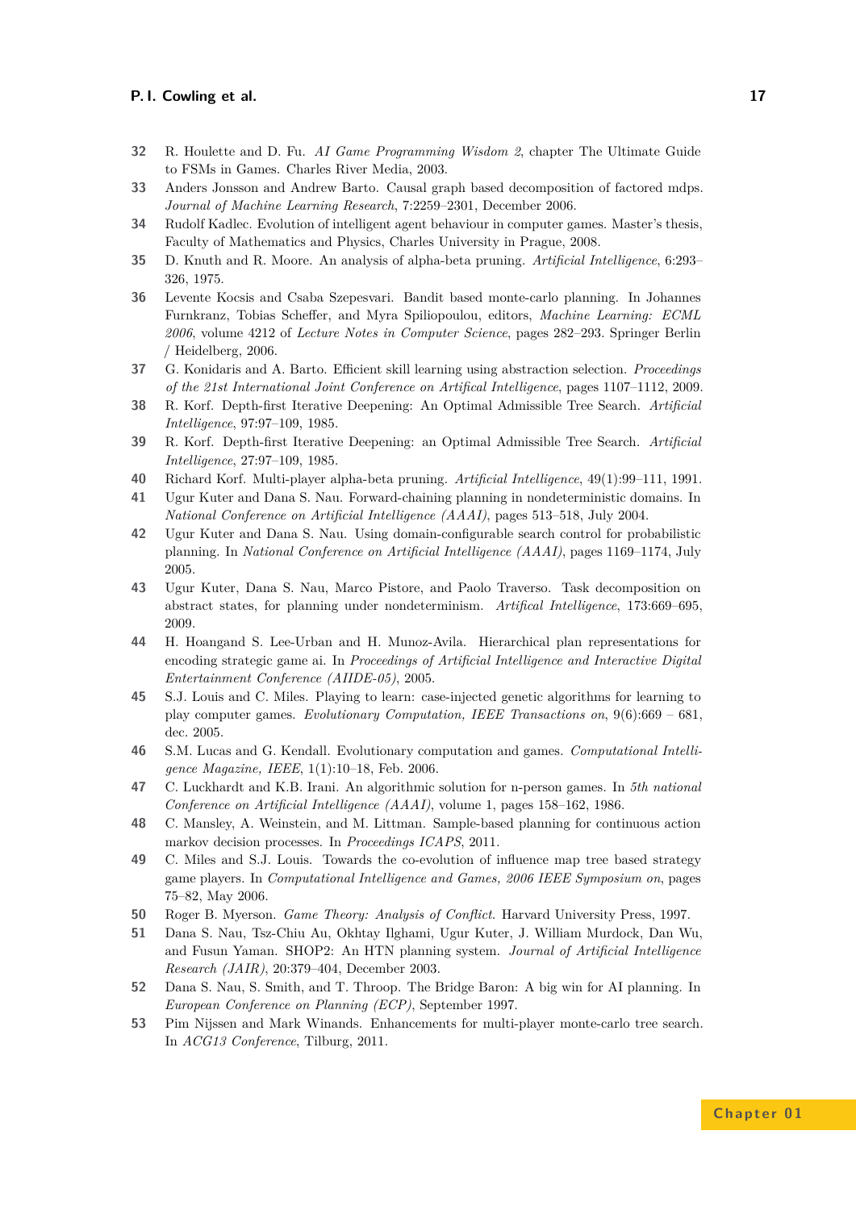**32** R. Houlette and D. Fu. *AI Game Programming Wisdom 2*, chapter The Ultimate Guide to FSMs in Games. Charles River Media, 2003.

**33** Anders Jonsson and Andrew Barto. Causal graph based decomposition of factored mdps. *Journal of Machine Learning Research*, 7:2259–2301, December 2006.

**34** Rudolf Kadlec. Evolution of intelligent agent behaviour in computer games. Master's thesis, Faculty of Mathematics and Physics, Charles University in Prague, 2008.

**35** D. Knuth and R. Moore. An analysis of alpha-beta pruning. *Artificial Intelligence*, 6:293–326, 1975.

**36** Levente Kocsis and Csaba Szepesvari. Bandit based monte-carlo planning. In Johannes Furnkranz, Tobias Scheffer, and Myra Spiliopoulou, editors, *Machine Learning: ECML 2006*, volume 4212 of *Lecture Notes in Computer Science*, pages 282–293. Springer Berlin / Heidelberg, 2006.

**37** G. Konidaris and A. Barto. Efficient skill learning using abstraction selection. *Proceedings of the 21st International Joint Conference on Artifical Intelligence*, pages 1107–1112, 2009.

**38** R. Korf. Depth-first Iterative Deepening: An Optimal Admissible Tree Search. *Artificial Intelligence*, 97:97–109, 1985.

**39** R. Korf. Depth-first Iterative Deepening: an Optimal Admissible Tree Search. *Artificial Intelligence*, 27:97–109, 1985.

**40** Richard Korf. Multi-player alpha-beta pruning. *Artificial Intelligence*, 49(1):99–111, 1991.

**41** Ugur Kuter and Dana S. Nau. Forward-chaining planning in nondeterministic domains. In *National Conference on Artificial Intelligence (AAAI)*, pages 513–518, July 2004.

**42** Ugur Kuter and Dana S. Nau. Using domain-configurable search control for probabilistic planning. In *National Conference on Artificial Intelligence (AAAI)*, pages 1169–1174, July 2005.

**43** Ugur Kuter, Dana S. Nau, Marco Pistore, and Paolo Traverso. Task decomposition on abstract states, for planning under nondeterminism. *Artifical Intelligence*, 173:669–695, 2009.

**44** H. Hoangand S. Lee-Urban and H. Munoz-Avila. Hierarchical plan representations for encoding strategic game ai. In *Proceedings of Artificial Intelligence and Interactive Digital Entertainment Conference (AIIDE-05)*, 2005.

**45** S.J. Louis and C. Miles. Playing to learn: case-injected genetic algorithms for learning to play computer games. *Evolutionary Computation, IEEE Transactions on*, 9(6):669 – 681, dec. 2005.

**46** S.M. Lucas and G. Kendall. Evolutionary computation and games. *Computational Intelligence Magazine, IEEE*, 1(1):10–18, Feb. 2006.

**47** C. Luckhardt and K.B. Irani. An algorithmic solution for n-person games. In *5th national Conference on Artificial Intelligence (AAAI)*, volume 1, pages 158–162, 1986.

**48** C. Mansley, A. Weinstein, and M. Littman. Sample-based planning for continuous action markov decision processes. In *Proceedings ICAPS*, 2011.

**49** C. Miles and S.J. Louis. Towards the co-evolution of influence map tree based strategy game players. In *Computational Intelligence and Games, 2006 IEEE Symposium on*, pages 75–82, May 2006.

**50** Roger B. Myerson. *Game Theory: Analysis of Conflict.* Harvard University Press, 1997.

**51** Dana S. Nau, Tsz-Chiu Au, Okhtay Ilghami, Ugur Kuter, J. William Murdock, Dan Wu, and Fusun Yaman. SHOP2: An HTN planning system. *Journal of Artificial Intelligence Research (JAIR)*, 20:379–404, December 2003.

**52** Dana S. Nau, S. Smith, and T. Throop. The Bridge Baron: A big win for AI planning. In *European Conference on Planning (ECP)*, September 1997.

**53** Pim Nijssen and Mark Winands. Enhancements for multi-player monte-carlo tree search. In *ACG13 Conference*, Tilburg, 2011.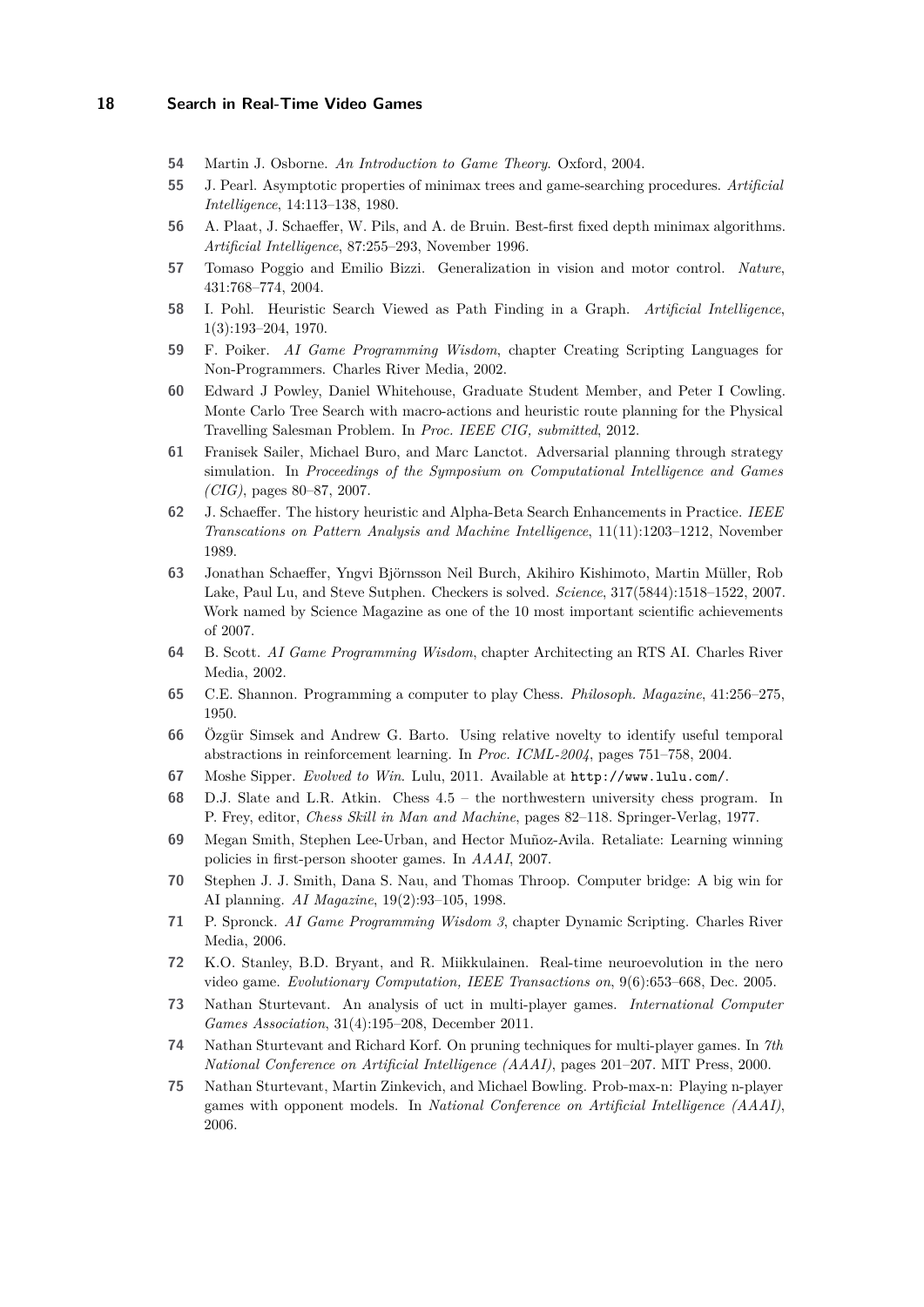**54** Martin J. Osborne. *An Introduction to Game Theory*. Oxford, 2004.

**55** J. Pearl. Asymptotic properties of minimax trees and game-searching procedures. *Artificial Intelligence*, 14:113–138, 1980.

**56** A. Plaat, J. Schaeffer, W. Pils, and A. de Bruin. Best-first fixed depth minimax algorithms. *Artificial Intelligence*, 87:255–293, November 1996.

**57** Tomaso Poggio and Emilio Bizzi. Generalization in vision and motor control. *Nature*, 431:768–774, 2004.

**58** I. Pohl. Heuristic Search Viewed as Path Finding in a Graph. *Artificial Intelligence*, 1(3):193–204, 1970.

**59** F. Poiker. *AI Game Programming Wisdom*, chapter Creating Scripting Languages for Non-Programmers. Charles River Media, 2002.

**60** Edward J Powley, Daniel Whitehouse, Graduate Student Member, and Peter I Cowling. Monte Carlo Tree Search with macro-actions and heuristic route planning for the Physical Travelling Salesman Problem. In *Proc. IEEE CIG, submitted*, 2012.

**61** Franisek Sailer, Michael Buro, and Marc Lanctot. Adversarial planning through strategy simulation. In *Proceedings of the Symposium on Computational Intelligence and Games (CIG)*, pages 80–87, 2007.

**62** J. Schaeffer. The history heuristic and Alpha-Beta Search Enhancements in Practice. *IEEE Transcations on Pattern Analysis and Machine Intelligence*, 11(11):1203–1212, November 1989.

**63** Jonathan Schaeffer, Yngvi Björnsson Neil Burch, Akihiro Kishimoto, Martin Müller, Rob Lake, Paul Lu, and Steve Sutphen. Checkers is solved. *Science*, 317(5844):1518–1522, 2007. Work named by Science Magazine as one of the 10 most important scientific achievements of 2007.

**64** B. Scott. *AI Game Programming Wisdom*, chapter Architecting an RTS AI. Charles River Media, 2002.

**65** C.E. Shannon. Programming a computer to play Chess. *Philosoph. Magazine*, 41:256–275, 1950.

**66** Özgür Simsek and Andrew G. Barto. Using relative novelty to identify useful temporal abstractions in reinforcement learning. In *Proc. ICML-2004*, pages 751–758, 2004.

**67** Moshe Sipper. *Evolved to Win*. Lulu, 2011. Available at `http://www.lulu.com/`.

**68** D.J. Slate and L.R. Atkin. Chess 4.5 – the northwestern university chess program. In P. Frey, editor, *Chess Skill in Man and Machine*, pages 82–118. Springer-Verlag, 1977.

**69** Megan Smith, Stephen Lee-Urban, and Hector Muñoz-Avila. Retaliate: Learning winning policies in first-person shooter games. In *AAAI*, 2007.

**70** Stephen J. J. Smith, Dana S. Nau, and Thomas Throop. Computer bridge: A big win for AI planning. *AI Magazine*, 19(2):93–105, 1998.

**71** P. Spronck. *AI Game Programming Wisdom 3*, chapter Dynamic Scripting. Charles River Media, 2006.

**72** K.O. Stanley, B.D. Bryant, and R. Miikkulainen. Real-time neuroevolution in the nero video game. *Evolutionary Computation, IEEE Transactions on*, 9(6):653–668, Dec. 2005.

**73** Nathan Sturtevant. An analysis of uct in multi-player games. *International Computer Games Association*, 31(4):195–208, December 2011.

**74** Nathan Sturtevant and Richard Korf. On pruning techniques for multi-player games. In *7th National Conference on Artificial Intelligence (AAAI)*, pages 201–207. MIT Press, 2000.

**75** Nathan Sturtevant, Martin Zinkevich, and Michael Bowling. Prob-max-n: Playing n-player games with opponent models. In *National Conference on Artificial Intelligence (AAAI)*, 2006.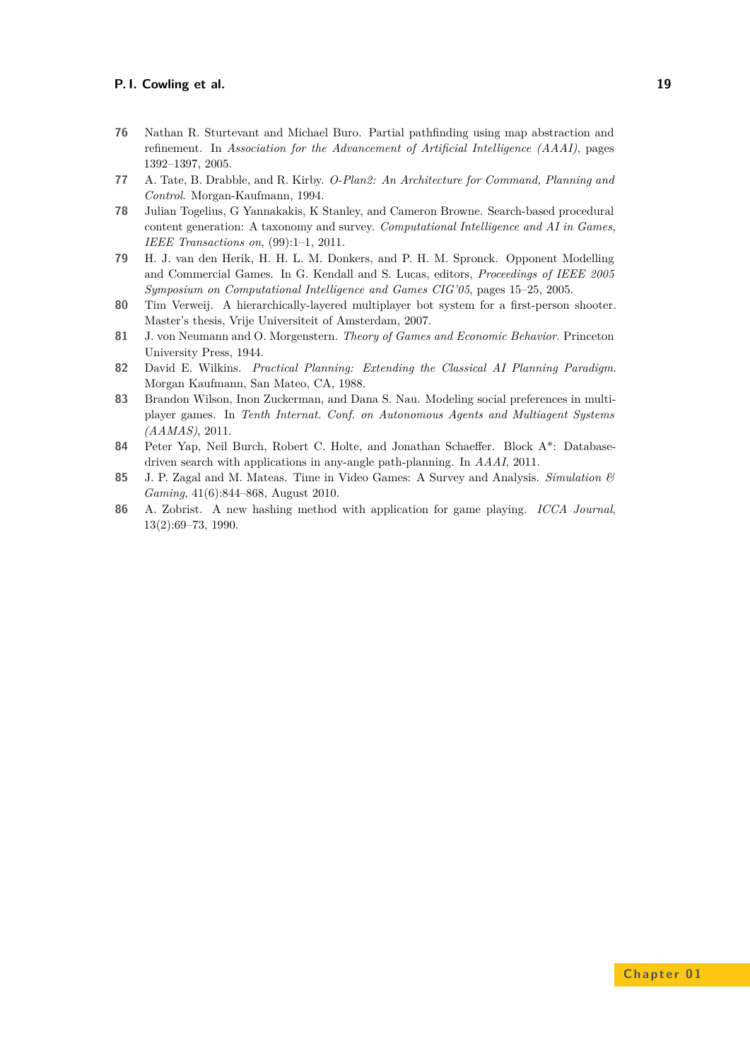**76** Nathan R. Sturtevant and Michael Buro. Partial pathfinding using map abstraction and refinement. In *Association for the Advancement of Artificial Intelligence (AAAI)*, pages 1392–1397, 2005.

**77** A. Tate, B. Drabble, and R. Kirby. *O-Plan2: An Architecture for Command, Planning and Control*. Morgan-Kaufmann, 1994.

**78** Julian Togelius, G Yannakakis, K Stanley, and Cameron Browne. Search-based procedural content generation: A taxonomy and survey. *Computational Intelligence and AI in Games, IEEE Transactions on*, (99):1–1, 2011.

**79** H. J. van den Herik, H. H. L. M. Donkers, and P. H. M. Spronck. Opponent Modelling and Commercial Games. In G. Kendall and S. Lucas, editors, *Proceedings of IEEE 2005 Symposium on Computational Intelligence and Games CIG'05*, pages 15–25, 2005.

**80** Tim Verweij. A hierarchically-layered multiplayer bot system for a first-person shooter. Master's thesis, Vrije Universiteit of Amsterdam, 2007.

**81** J. von Neumann and O. Morgenstern. *Theory of Games and Economic Behavior*. Princeton University Press, 1944.

**82** David E. Wilkins. *Practical Planning: Extending the Classical AI Planning Paradigm*. Morgan Kaufmann, San Mateo, CA, 1988.

**83** Brandon Wilson, Inon Zuckerman, and Dana S. Nau. Modeling social preferences in multi-player games. In *Tenth Internat. Conf. on Autonomous Agents and Multiagent Systems (AAMAS)*, 2011.

**84** Peter Yap, Neil Burch, Robert C. Holte, and Jonathan Schaeffer. Block A*: Database-driven search with applications in any-angle path-planning. In *AAAI*, 2011.

**85** J. P. Zagal and M. Mateas. Time in Video Games: A Survey and Analysis. *Simulation & Gaming*, 41(6):844–868, August 2010.

**86** A. Zobrist. A new hashing method with application for game playing. *ICCA Journal*, 13(2):69–73, 1990.